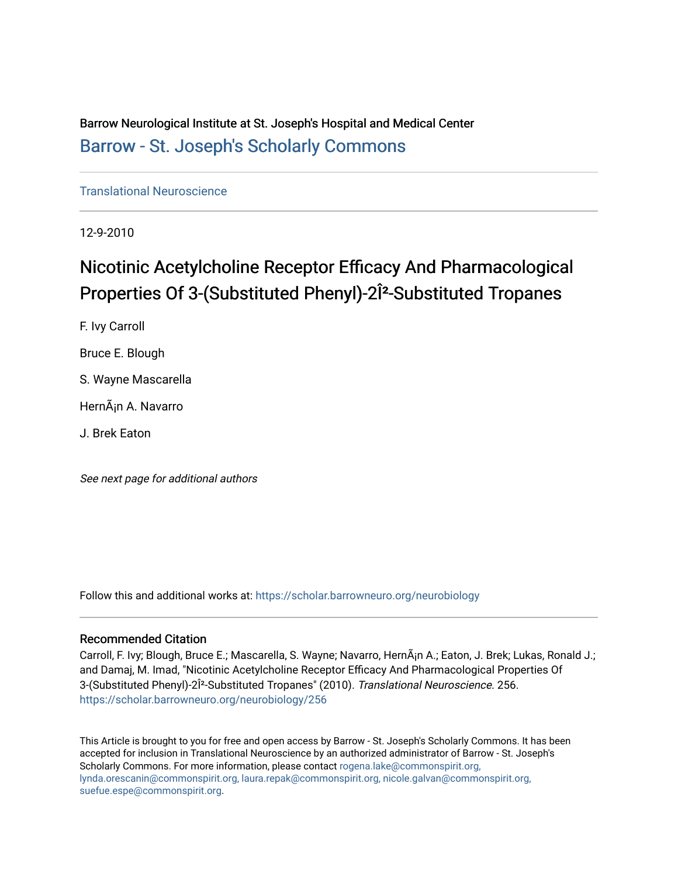Barrow Neurological Institute at St. Joseph's Hospital and Medical Center

Barrow - St. Joseph's Scholarly Commons

Translational Neuroscience

12-9-2010

# Nicotinic Acetylcholine Receptor Efficacy And Pharmacological Properties Of 3-(Substituted Phenyl)-2Î²-Substituted Tropanes

F. Ivy Carroll

Bruce E. Blough

S. Wayne Mascarella

HernÃ¡n A. Navarro

J. Brek Eaton

*See next page for additional authors*

Follow this and additional works at: https://scholar.barrowneuro.org/neurobiology

### Recommended Citation

Carroll, F. Ivy; Blough, Bruce E.; Mascarella, S. Wayne; Navarro, HernÃ¡n A.; Eaton, J. Brek; Lukas, Ronald J.; and Damaj, M. Imad, "Nicotinic Acetylcholine Receptor Efficacy And Pharmacological Properties Of 3-(Substituted Phenyl)-2Î²-Substituted Tropanes" (2010). *Translational Neuroscience*. 256. https://scholar.barrowneuro.org/neurobiology/256

This Article is brought to you for free and open access by Barrow - St. Joseph's Scholarly Commons. It has been accepted for inclusion in Translational Neuroscience by an authorized administrator of Barrow - St. Joseph's Scholarly Commons. For more information, please contact rogena.lake@commonspirit.org, lynda.orescanin@commonspirit.org, laura.repak@commonspirit.org, nicole.galvan@commonspirit.org, suefue.espe@commonspirit.org.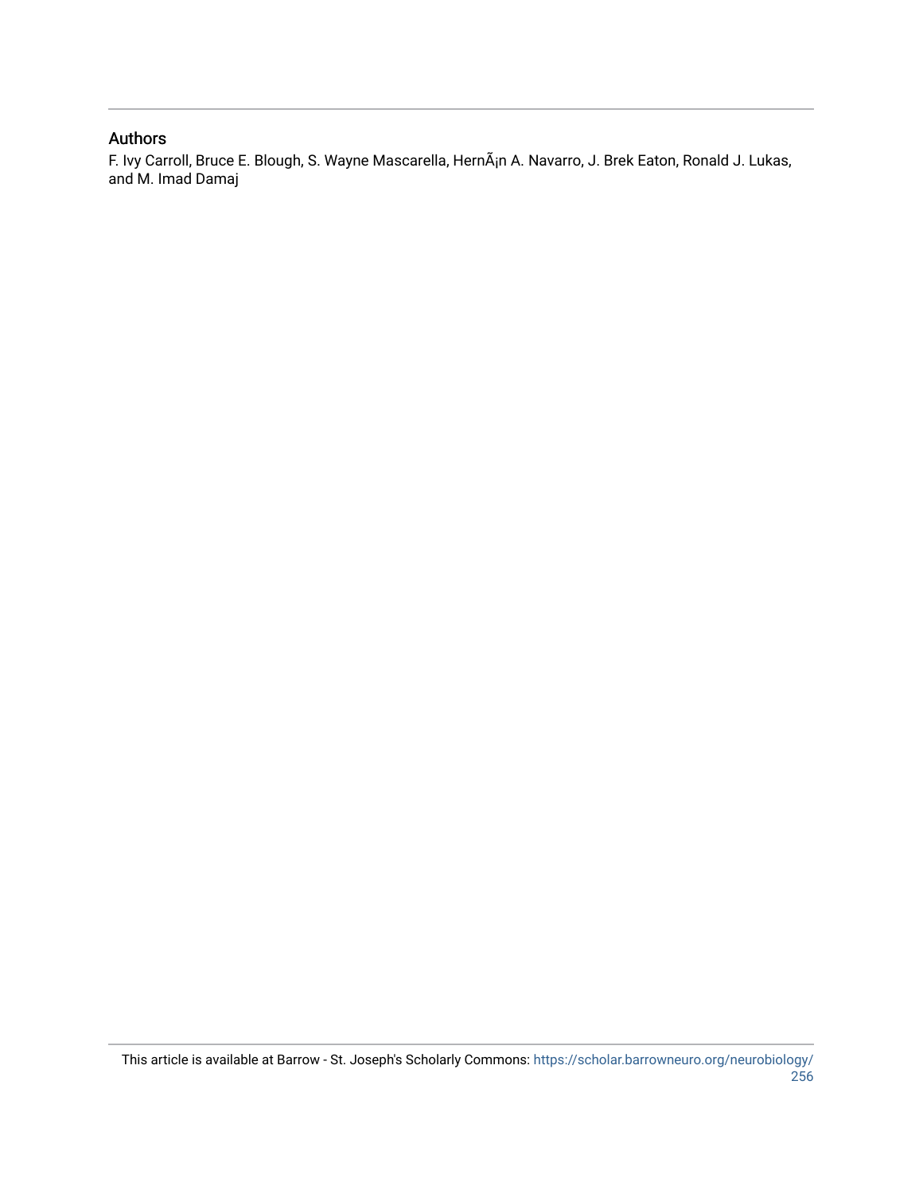## Authors

F. Ivy Carroll, Bruce E. Blough, S. Wayne Mascarella, HernÃ¡n A. Navarro, J. Brek Eaton, Ronald J. Lukas, and M. Imad Damaj

This article is available at Barrow - St. Joseph's Scholarly Commons: https://scholar.barrowneuro.org/neurobiology/256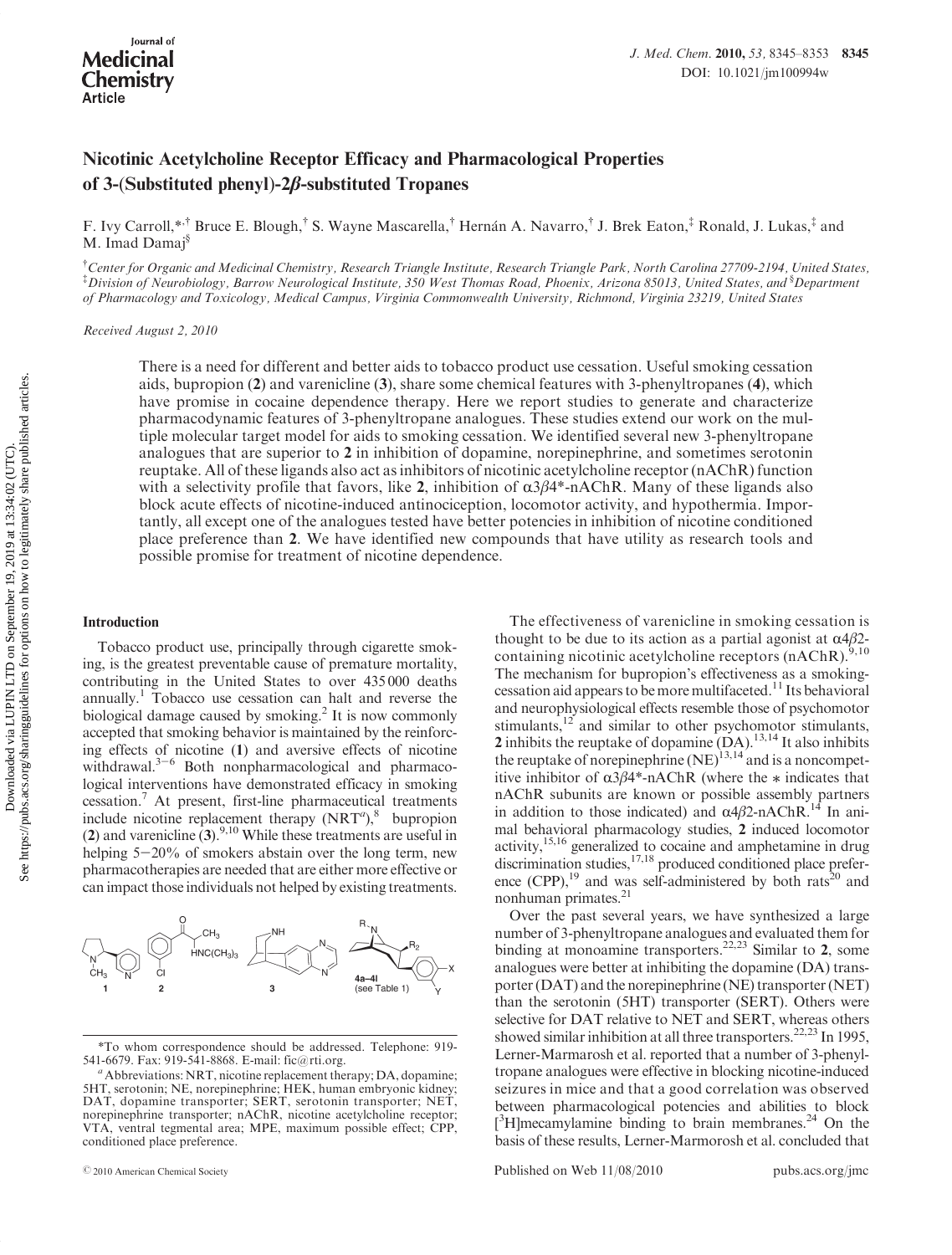# Nicotinic Acetylcholine Receptor Efficacy and Pharmacological Properties of 3-(Substituted phenyl)-2$\beta$-substituted Tropanes

F. Ivy Carroll,*,† Bruce E. Blough,† S. Wayne Mascarella,† Hernán A. Navarro,† J. Brek Eaton,‡ Ronald, J. Lukas,‡ and M. Imad Damaj§

†Center for Organic and Medicinal Chemistry, Research Triangle Institute, Research Triangle Park, North Carolina 27709-2194, United States, ‡Division of Neurobiology, Barrow Neurological Institute, 350 West Thomas Road, Phoenix, Arizona 85013, United States, and §Department of Pharmacology and Toxicology, Medical Campus, Virginia Commonwealth University, Richmond, Virginia 23219, United States

Received August 2, 2010

There is a need for different and better aids to tobacco product use cessation. Useful smoking cessation aids, bupropion (**2**) and varenicline (**3**), share some chemical features with 3-phenyltropanes (**4**), which have promise in cocaine dependence therapy. Here we report studies to generate and characterize pharmacodynamic features of 3-phenyltropane analogues. These studies extend our work on the multiple molecular target model for aids to smoking cessation. We identified several new 3-phenyltropane analogues that are superior to **2** in inhibition of dopamine, norepinephrine, and sometimes serotonin reuptake. All of these ligands also act as inhibitors of nicotinic acetylcholine receptor (nAChR) function with a selectivity profile that favors, like **2**, inhibition of $\alpha3\beta4$*-nAChR. Many of these ligands also block acute effects of nicotine-induced antinociception, locomotor activity, and hypothermia. Importantly, all except one of the analogues tested have better potencies in inhibition of nicotine conditioned place preference than **2**. We have identified new compounds that have utility as research tools and possible promise for treatment of nicotine dependence.

## Introduction

Tobacco product use, principally through cigarette smoking, is the greatest preventable cause of premature mortality, contributing in the United States to over 435 000 deaths annually.[1] Tobacco use cessation can halt and reverse the biological damage caused by smoking.[2] It is now commonly accepted that smoking behavior is maintained by the reinforcing effects of nicotine (**1**) and aversive effects of nicotine withdrawal.[3−6] Both nonpharmacological and pharmacological interventions have demonstrated efficacy in smoking cessation.[7] At present, first-line pharmaceutical treatments include nicotine replacement therapy (NRT[a]),[8] bupropion (**2**) and varenicline (**3**).[9,10] While these treatments are useful in helping 5−20% of smokers abstain over the long term, new pharmacotherapies are needed that are either more effective or can impact those individuals not helped by existing treatments.

**1** **2** **3** **4a–4l** (see Table 1)

The effectiveness of varenicline in smoking cessation is thought to be due to its action as a partial agonist at $\alpha4\beta2$-containing nicotinic acetylcholine receptors (nAChR).[9,10] The mechanism for bupropion's effectiveness as a smoking-cessation aid appears to be more multifaceted.[11] Its behavioral and neurophysiological effects resemble those of psychomotor stimulants,[12] and similar to other psychomotor stimulants, **2** inhibits the reuptake of dopamine (DA).[13,14] It also inhibits the reuptake of norepinephrine (NE)[13,14] and is a noncompetitive inhibitor of $\alpha3\beta4$*-nAChR (where the * indicates that nAChR subunits are known or possible assembly partners in addition to those indicated) and $\alpha4\beta2$-nAChR.[14] In animal behavioral pharmacology studies, **2** induced locomotor activity,[15,16] generalized to cocaine and amphetamine in drug discrimination studies,[17,18] produced conditioned place preference (CPP),[19] and was self-administered by both rats[20] and nonhuman primates.[21]

Over the past several years, we have synthesized a large number of 3-phenyltropane analogues and evaluated them for binding at monoamine transporters.[22,23] Similar to **2**, some analogues were better at inhibiting the dopamine (DA) transporter (DAT) and the norepinephrine (NE) transporter (NET) than the serotonin (5HT) transporter (SERT). Others were selective for DAT relative to NET and SERT, whereas others showed similar inhibition at all three transporters.[22,23] In 1995, Lerner-Marmarosh et al. reported that a number of 3-phenyltropane analogues were effective in blocking nicotine-induced seizures in mice and that a good correlation was observed between pharmacological potencies and abilities to block [$^3$H]mecamylamine binding to brain membranes.[24] On the basis of these results, Lerner-Marmorosh et al. concluded that

*To whom correspondence should be addressed. Telephone: 919-541-6679. Fax: 919-541-8868. E-mail: fic@rti.org.

[a] Abbreviations: NRT, nicotine replacement therapy; DA, dopamine; 5HT, serotonin; NE, norepinephrine; HEK, human embryonic kidney; DAT, dopamine transporter; SERT, serotonin transporter; NET, norepinephrine transporter; nAChR, nicotine acetylcholine receptor; VTA, ventral tegmental area; MPE, maximum possible effect; CPP, conditioned place preference.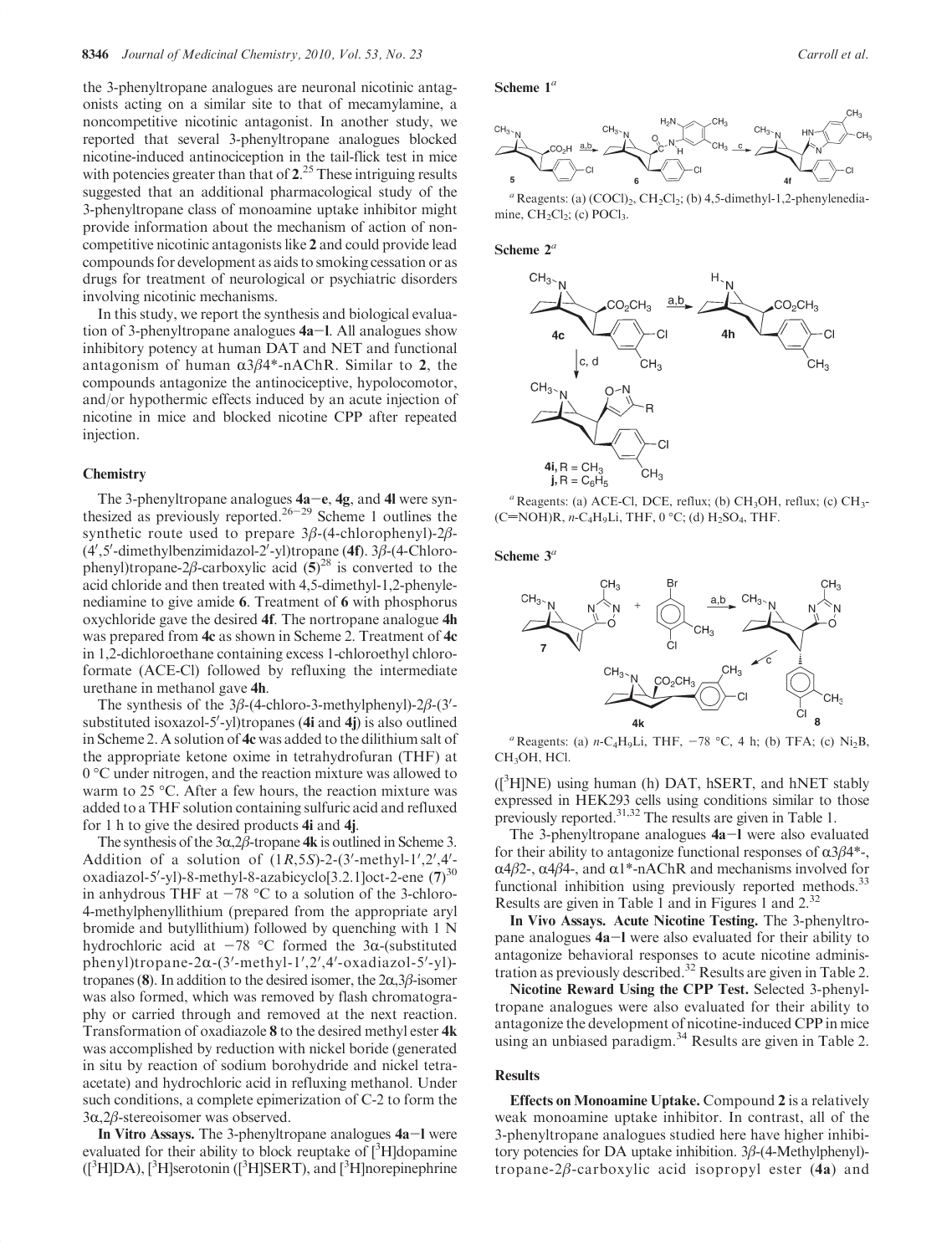the 3-phenyltropane analogues are neuronal nicotinic antagonists acting on a similar site to that of mecamylamine, a noncompetitive nicotinic antagonist. In another study, we reported that several 3-phenyltropane analogues blocked nicotine-induced antinociception in the tail-flick test in mice with potencies greater than that of **2**.[25] These intriguing results suggested that an additional pharmacological study of the 3-phenyltropane class of monoamine uptake inhibitor might provide information about the mechanism of action of noncompetitive nicotinic antagonists like **2** and could provide lead compounds for development as aids to smoking cessation or as drugs for treatment of neurological or psychiatric disorders involving nicotinic mechanisms.

In this study, we report the synthesis and biological evaluation of 3-phenyltropane analogues **4a**–**l**. All analogues show inhibitory potency at human DAT and NET and functional antagonism of human $\alpha3\beta4^*$-nAChR. Similar to **2**, the compounds antagonize the antinociceptive, hypolocomotor, and/or hypothermic effects induced by an acute injection of nicotine in mice and blocked nicotine CPP after repeated injection.

## Chemistry

The 3-phenyltropane analogues **4a**–**e**, **4g**, and **4l** were synthesized as previously reported.[26–29] Scheme 1 outlines the synthetic route used to prepare 3β-(4-chlorophenyl)-2β-(4′,5′-dimethylbenzimidazol-2′-yl)tropane (**4f**). 3β-(4-Chlorophenyl)tropane-2β-carboxylic acid (**5**)[28] is converted to the acid chloride and then treated with 4,5-dimethyl-1,2-phenylenediamine to give amide **6**. Treatment of **6** with phosphorus oxychloride gave the desired **4f**. The nortropane analogue **4h** was prepared from **4c** as shown in Scheme 2. Treatment of **4c** in 1,2-dichloroethane containing excess 1-chloroethyl chloroformate (ACE-Cl) followed by refluxing the intermediate urethane in methanol gave **4h**.

The synthesis of the 3β-(4-chloro-3-methylphenyl)-2β-(3′-substituted isoxazol-5′-yl)tropanes (**4i** and **4j**) is also outlined in Scheme 2. A solution of **4c** was added to the dilithium salt of the appropriate ketone oxime in tetrahydrofuran (THF) at 0 °C under nitrogen, and the reaction mixture was allowed to warm to 25 °C. After a few hours, the reaction mixture was added to a THF solution containing sulfuric acid and refluxed for 1 h to give the desired products **4i** and **4j**.

The synthesis of the 3α,2β-tropane **4k** is outlined in Scheme 3. Addition of a solution of (1*R*,5*S*)-2-(3′-methyl-1′,2′,4′-oxadiazol-5′-yl)-8-methyl-8-azabicyclo[3.2.1]oct-2-ene (**7**)[30] in anhydrous THF at −78 °C to a solution of the 3-chloro-4-methylphenyllithium (prepared from the appropriate aryl bromide and butyllithium) followed by quenching with 1 N hydrochloric acid at −78 °C formed the 3α-(substituted phenyl)tropane-2α-(3′-methyl-1′,2′,4′-oxadiazol-5′-yl)-tropanes (**8**). In addition to the desired isomer, the 2α,3β-isomer was also formed, which was removed by flash chromatography or carried through and removed at the next reaction. Transformation of oxadiazole **8** to the desired methyl ester **4k** was accomplished by reduction with nickel boride (generated in situ by reaction of sodium borohydride and nickel tetraacetate) and hydrochloric acid in refluxing methanol. Under such conditions, a complete epimerization of C-2 to form the 3α,2β-stereoisomer was observed.

**In Vitro Assays.** The 3-phenyltropane analogues **4a**–**l** were evaluated for their ability to block reuptake of [$^3$H]dopamine ([$^3$H]DA), [$^3$H]serotonin ([$^3$H]SERT), and [$^3$H]norepinephrine ([$^3$H]NE) using human (h) DAT, hSERT, and hNET stably expressed in HEK293 cells using conditions similar to those previously reported.[31,32] The results are given in Table 1.

The 3-phenyltropane analogues **4a**–**l** were also evaluated for their ability to antagonize functional responses of $\alpha3\beta4^*$-, $\alpha4\beta2$-, $\alpha4\beta4$-, and $\alpha1^*$-nAChR and mechanisms involved for functional inhibition using previously reported methods.[33] Results are given in Table 1 and in Figures 1 and 2.[32]

**In Vivo Assays. Acute Nicotine Testing.** The 3-phenyltropane analogues **4a**–**l** were also evaluated for their ability to antagonize behavioral responses to acute nicotine administration as previously described.[32] Results are given in Table 2.

**Nicotine Reward Using the CPP Test.** Selected 3-phenyltropane analogues were also evaluated for their ability to antagonize the development of nicotine-induced CPP in mice using an unbiased paradigm.[34] Results are given in Table 2.

**Scheme 1**[a]

[a] Reagents: (a) $(COCl)_2$, $CH_2Cl_2$; (b) 4,5-dimethyl-1,2-phenylenediamine, $CH_2Cl_2$; (c) $POCl_3$.

**Scheme 2**[a]

[a] Reagents: (a) ACE-Cl, DCE, reflux; (b) $CH_3OH$, reflux; (c) $CH_3$-(C=NOH)R, *n*-$C_4H_9Li$, THF, 0 °C; (d) $H_2SO_4$, THF.

**Scheme 3**[a]

[a] Reagents: (a) *n*-$C_4H_9Li$, THF, −78 °C, 4 h; (b) TFA; (c) $Ni_2B$, $CH_3OH$, HCl.

## Results

**Effects on Monoamine Uptake.** Compound **2** is a relatively weak monoamine uptake inhibitor. In contrast, all of the 3-phenyltropane analogues studied here have higher inhibitory potencies for DA uptake inhibition. 3β-(4-Methylphenyl)-tropane-2β-carboxylic acid isopropyl ester (**4a**) and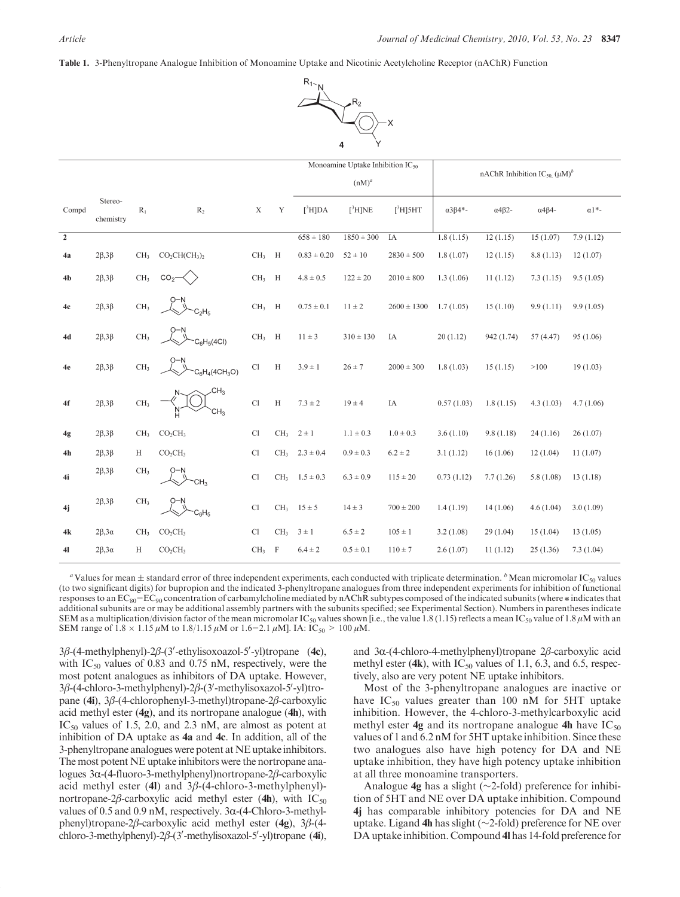**Table 1.** 3-Phenyltropane Analogue Inhibition of Monoamine Uptake and Nicotinic Acetylcholine Receptor (nAChR) Function

| Compd | Stereo-chemistry | $R_1$ | $R_2$ | X | Y | Monoamine Uptake Inhibition $IC_{50}$ (nM)[a] [$^3$H]DA | [$^3$H]NE | [$^3$H]5HT | nAChR Inhibition $IC_{50}$ (μM)[b] α3β4*- | α4β2- | α4β4- | α1*- |
|---|---|---|---|---|---|---|---|---|---|---|---|---|
| **2** | | | | | | 658 ± 180 | 1850 ± 300 | IA | 1.8 (1.15) | 12 (1.15) | 15 (1.07) | 7.9 (1.12) |
| **4a** | 2β,3β | $CH_3$ | $CO_2CH(CH_3)_2$ | $CH_3$ | H | 0.83 ± 0.20 | 52 ± 10 | 2830 ± 500 | 1.8 (1.07) | 12 (1.15) | 8.8 (1.13) | 12 (1.07) |
| **4b** | 2β,3β | $CH_3$ | $CO_2$-cyclobutyl | $CH_3$ | H | 4.8 ± 0.5 | 122 ± 20 | 2010 ± 800 | 1.3 (1.06) | 11 (1.12) | 7.3 (1.15) | 9.5 (1.05) |
| **4c** | 2β,3β | $CH_3$ | 3'-ethylisoxazol-5'-yl ($C_2H_5$) | $CH_3$ | H | 0.75 ± 0.1 | 11 ± 2 | 2600 ± 1300 | 1.7 (1.05) | 15 (1.10) | 9.9 (1.11) | 9.9 (1.05) |
| **4d** | 2β,3β | $CH_3$ | isoxazol-5'-yl-$C_6H_5$(4Cl) | $CH_3$ | H | 11 ± 3 | 310 ± 130 | IA | 20 (1.12) | 942 (1.74) | 57 (4.47) | 95 (1.06) |
| **4e** | 2β,3β | $CH_3$ | isoxazol-5'-yl-$C_6H_4(4CH_3O)$ | Cl | H | 3.9 ± 1 | 26 ± 7 | 2000 ± 300 | 1.8 (1.03) | 15 (1.15) | >100 | 19 (1.03) |
| **4f** | 2β,3β | $CH_3$ | 5,6-dimethylbenzimidazol-2-yl | Cl | H | 7.3 ± 2 | 19 ± 4 | IA | 0.57 (1.03) | 1.8 (1.15) | 4.3 (1.03) | 4.7 (1.06) |
| **4g** | 2β,3β | $CH_3$ | $CO_2CH_3$ | Cl | $CH_3$ | 2 ± 1 | 1.1 ± 0.3 | 1.0 ± 0.3 | 3.6 (1.10) | 9.8 (1.18) | 24 (1.16) | 26 (1.07) |
| **4h** | 2β,3β | H | $CO_2CH_3$ | Cl | $CH_3$ | 2.3 ± 0.4 | 0.9 ± 0.3 | 6.2 ± 2 | 3.1 (1.12) | 16 (1.06) | 12 (1.04) | 11 (1.07) |
| **4i** | 2β,3β | $CH_3$ | 3'-methylisoxazol-5'-yl ($CH_3$) | Cl | $CH_3$ | 1.5 ± 0.3 | 6.3 ± 0.9 | 115 ± 20 | 0.73 (1.12) | 7.7 (1.26) | 5.8 (1.08) | 13 (1.18) |
| **4j** | 2β,3β | $CH_3$ | 3'-phenylisoxazol-5'-yl ($C_6H_5$) | Cl | $CH_3$ | 15 ± 5 | 14 ± 3 | 700 ± 200 | 1.4 (1.19) | 14 (1.06) | 4.6 (1.04) | 3.0 (1.09) |
| **4k** | 2β,3α | $CH_3$ | $CO_2CH_3$ | Cl | $CH_3$ | 3 ± 1 | 6.5 ± 2 | 105 ± 1 | 3.2 (1.08) | 29 (1.04) | 15 (1.04) | 13 (1.05) |
| **4l** | 2β,3α | H | $CO_2CH_3$ | $CH_3$ | F | 6.4 ± 2 | 0.5 ± 0.1 | 110 ± 7 | 2.6 (1.07) | 11 (1.12) | 25 (1.36) | 7.3 (1.04) |

[a] Values for mean ± standard error of three independent experiments, each conducted with triplicate determination. [b] Mean micromolar $IC_{50}$ values (to two significant digits) for bupropion and the indicated 3-phenyltropane analogues from three independent experiments for inhibition of functional responses to an $EC_{80}-EC_{90}$ concentration of carbamylcholine mediated by nAChR subtypes composed of the indicated subunits (where * indicates that additional subunits are or may be additional assembly partners with the subunits specified; see Experimental Section). Numbers in parentheses indicate SEM as a multiplication/division factor of the mean micromolar $IC_{50}$ values shown [i.e., the value 1.8 (1.15) reflects a mean $IC_{50}$ value of 1.8 μM with an SEM range of 1.8 × 1.15 μM to 1.8/1.15 μM or 1.6−2.1 μM]. IA: $IC_{50}$ > 100 μM.

3β-(4-methylphenyl)-2β-(3′-ethylisoxoazol-5′-yl)tropane (**4c**), with $IC_{50}$ values of 0.83 and 0.75 nM, respectively, were the most potent analogues as inhibitors of DA uptake. However, 3β-(4-chloro-3-methylphenyl)-2β-(3′-methylisoxazol-5′-yl)tropane (**4i**), 3β-(4-chlorophenyl-3-methyl)tropane-2β-carboxylic acid methyl ester (**4g**), and its nortropane analogue (**4h**), with $IC_{50}$ values of 1.5, 2.0, and 2.3 nM, are almost as potent at inhibition of DA uptake as **4a** and **4c**. In addition, all of the 3-phenyltropane analogues were potent at NE uptake inhibitors. The most potent NE uptake inhibitors were the nortropane analogues 3α-(4-fluoro-3-methylphenyl)nortropane-2β-carboxylic acid methyl ester (**4l**) and 3β-(4-chloro-3-methylphenyl)-nortropane-2β-carboxylic acid methyl ester (**4h**), with $IC_{50}$ values of 0.5 and 0.9 nM, respectively. 3α-(4-Chloro-3-methylphenyl)tropane-2β-carboxylic acid methyl ester (**4g**), 3β-(4-chloro-3-methylphenyl)-2β-(3′-methylisoxazol-5′-yl)tropane (**4i**), and 3α-(4-chloro-4-methylphenyl)tropane 2β-carboxylic acid methyl ester (**4k**), with $IC_{50}$ values of 1.1, 6.3, and 6.5, respectively, also are very potent NE uptake inhibitors.

Most of the 3-phenyltropane analogues are inactive or have $IC_{50}$ values greater than 100 nM for 5HT uptake inhibition. However, the 4-chloro-3-methylcarboxylic acid methyl ester **4g** and its nortropane analogue **4h** have $IC_{50}$ values of 1 and 6.2 nM for 5HT uptake inhibition. Since these two analogues also have high potency for DA and NE uptake inhibition, they have high potency uptake inhibition at all three monoamine transporters.

Analogue **4g** has a slight (~2-fold) preference for inhibition of 5HT and NE over DA uptake inhibition. Compound **4j** has comparable inhibitory potencies for DA and NE uptake. Ligand **4h** has slight (~2-fold) preference for NE over DA uptake inhibition. Compound **4l** has 14-fold preference for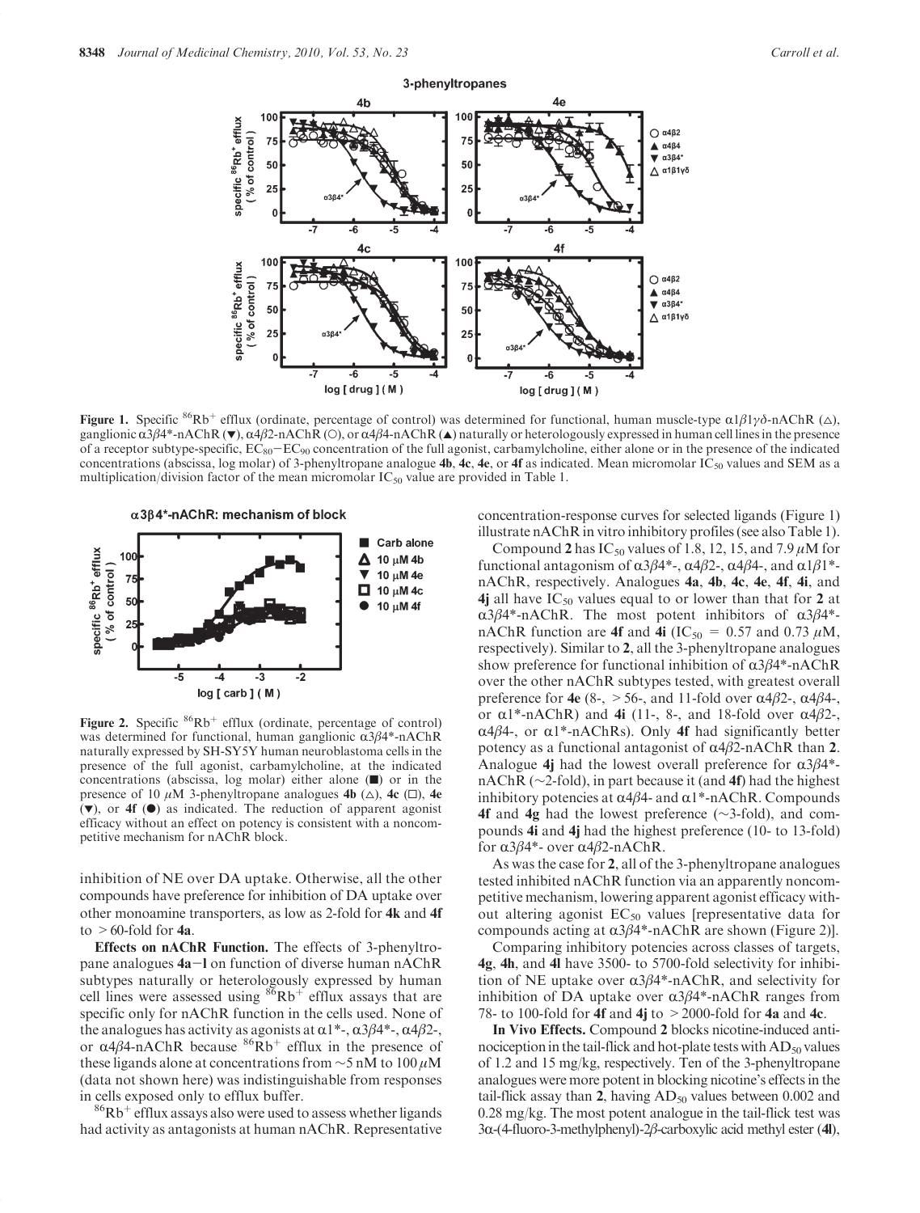**Figure 1.** Specific $^{86}Rb^+$ efflux (ordinate, percentage of control) was determined for functional, human muscle-type $\alpha1\beta1\gamma\delta$-nAChR (△), ganglionic $\alpha3\beta4^*$-nAChR (▼), $\alpha4\beta2$-nAChR (○), or $\alpha4\beta4$-nAChR (▲) naturally or heterologously expressed in human cell lines in the presence of a receptor subtype-specific, $EC_{80}$−$EC_{90}$ concentration of the full agonist, carbamylcholine, either alone or in the presence of the indicated concentrations (abscissa, log molar) of 3-phenyltropane analogue **4b**, **4c**, **4e**, or **4f** as indicated. Mean micromolar $IC_{50}$ values and SEM as a multiplication/division factor of the mean micromolar $IC_{50}$ value are provided in Table 1.

**Figure 2.** Specific $^{86}Rb^+$ efflux (ordinate, percentage of control) was determined for functional, human ganglionic $\alpha3\beta4^*$-nAChR naturally expressed by SH-SY5Y human neuroblastoma cells in the presence of the full agonist, carbamylcholine, at the indicated concentrations (abscissa, log molar) either alone (■) or in the presence of 10 $\mu$M 3-phenyltropane analogues **4b** (△), **4c** (□), **4e** (▼), or **4f** (●) as indicated. The reduction of apparent agonist efficacy without an effect on potency is consistent with a noncompetitive mechanism for nAChR block.

inhibition of NE over DA uptake. Otherwise, all the other compounds have preference for inhibition of DA uptake over other monoamine transporters, as low as 2-fold for **4k** and **4f** to >60-fold for **4a**.

**Effects on nAChR Function.** The effects of 3-phenyltropane analogues **4a**−**l** on function of diverse human nAChR subtypes naturally or heterologously expressed by human cell lines were assessed using $^{86}Rb^+$ efflux assays that are specific only for nAChR function in the cells used. None of the analogues has activity as agonists at $\alpha1^*$-, $\alpha3\beta4^*$-, $\alpha4\beta2$-, or $\alpha4\beta4$-nAChR because $^{86}Rb^+$ efflux in the presence of these ligands alone at concentrations from ~5 nM to 100 $\mu$M (data not shown here) was indistinguishable from responses in cells exposed only to efflux buffer.

$^{86}Rb^+$ efflux assays also were used to assess whether ligands had activity as antagonists at human nAChR. Representative concentration-response curves for selected ligands (Figure 1) illustrate nAChR in vitro inhibitory profiles (see also Table 1).

Compound **2** has $IC_{50}$ values of 1.8, 12, 15, and 7.9 $\mu$M for functional antagonism of $\alpha3\beta4^*$-, $\alpha4\beta2$-, $\alpha4\beta4$-, and $\alpha1\beta1^*$-nAChR, respectively. Analogues **4a**, **4b**, **4c**, **4e**, **4f**, **4i**, and **4j** all have $IC_{50}$ values equal to or lower than that for **2** at $\alpha3\beta4^*$-nAChR. The most potent inhibitors of $\alpha3\beta4^*$-nAChR function are **4f** and **4i** ($IC_{50}$ = 0.57 and 0.73 $\mu$M, respectively). Similar to **2**, all the 3-phenyltropane analogues show preference for functional inhibition of $\alpha3\beta4^*$-nAChR over the other nAChR subtypes tested, with greatest overall preference for **4e** (8-, >56-, and 11-fold over $\alpha4\beta2$-, $\alpha4\beta4$-, or $\alpha1^*$-nAChR) and **4i** (11-, 8-, and 18-fold over $\alpha4\beta2$-, $\alpha4\beta4$-, or $\alpha1^*$-nAChRs). Only **4f** had significantly better potency as a functional antagonist of $\alpha4\beta2$-nAChR than **2**. Analogue **4j** had the lowest overall preference for $\alpha3\beta4^*$-nAChR (~2-fold), in part because it (and **4f**) had the highest inhibitory potencies at $\alpha4\beta4$- and $\alpha1^*$-nAChR. Compounds **4f** and **4g** had the lowest preference (~3-fold), and compounds **4i** and **4j** had the highest preference (10- to 13-fold) for $\alpha3\beta4^*$- over $\alpha4\beta2$-nAChR.

As was the case for **2**, all of the 3-phenyltropane analogues tested inhibited nAChR function via an apparently noncompetitive mechanism, lowering apparent agonist efficacy without altering agonist $EC_{50}$ values [representative data for compounds acting at $\alpha3\beta4^*$-nAChR are shown (Figure 2)].

Comparing inhibitory potencies across classes of targets, **4g**, **4h**, and **4l** have 3500- to 5700-fold selectivity for inhibition of NE uptake over $\alpha3\beta4^*$-nAChR, and selectivity for inhibition of DA uptake over $\alpha3\beta4^*$-nAChR ranges from 78- to 100-fold for **4f** and **4j** to >2000-fold for **4a** and **4c**.

**In Vivo Effects.** Compound **2** blocks nicotine-induced antinociception in the tail-flick and hot-plate tests with $AD_{50}$ values of 1.2 and 15 mg/kg, respectively. Ten of the 3-phenyltropane analogues were more potent in blocking nicotine's effects in the tail-flick assay than **2**, having $AD_{50}$ values between 0.002 and 0.28 mg/kg. The most potent analogue in the tail-flick test was 3α-(4-fluoro-3-methylphenyl)-2β-carboxylic acid methyl ester (**4l**),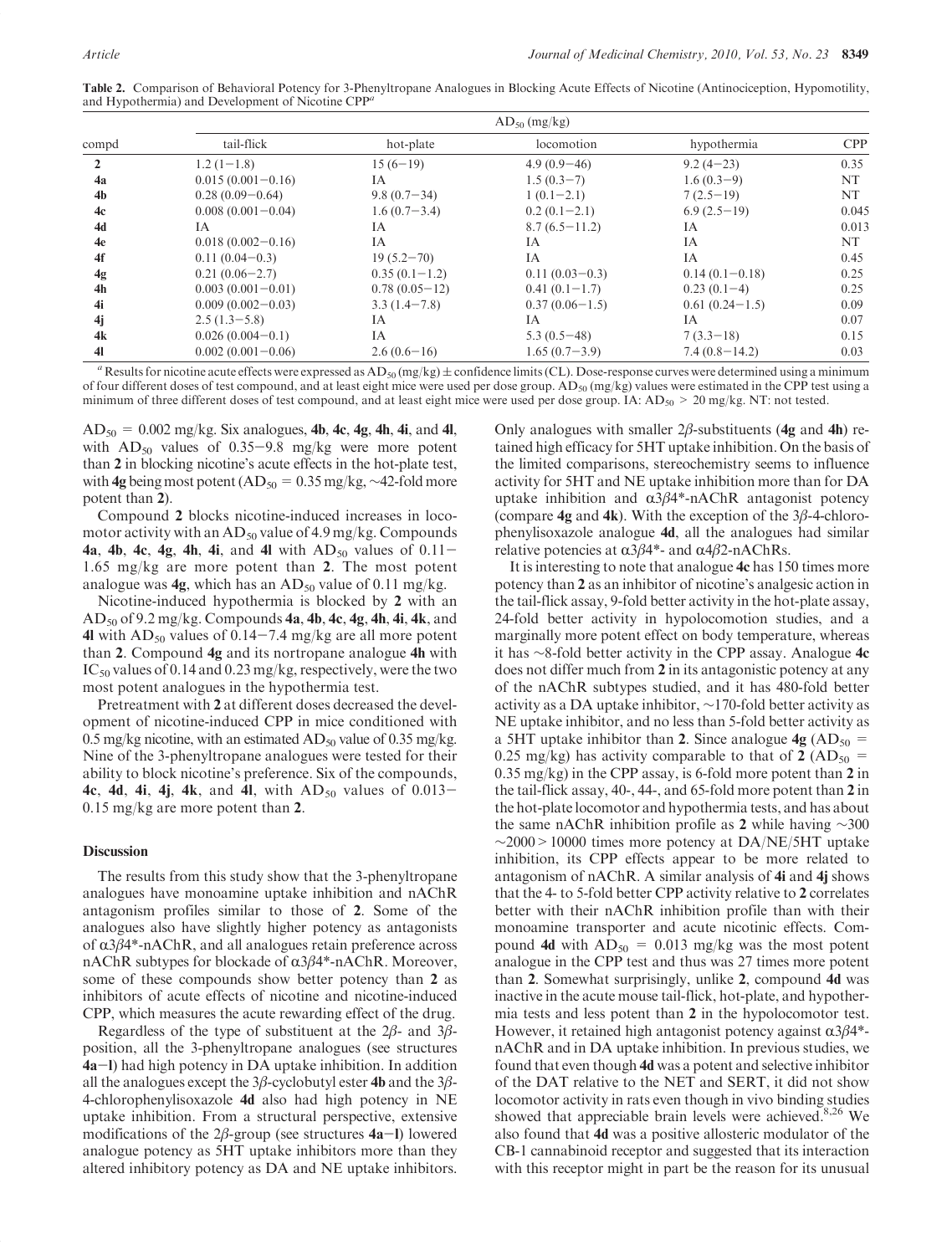**Table 2.** Comparison of Behavioral Potency for 3-Phenyltropane Analogues in Blocking Acute Effects of Nicotine (Antinociception, Hypomotility, and Hypothermia) and Development of Nicotine CPP[a]

| compd | $AD_{50}$ (mg/kg) | | | | |
|---|---|---|---|---|---|
| | tail-flick | hot-plate | locomotion | hypothermia | CPP |
| **2** | 1.2 (1−1.8) | 15 (6−19) | 4.9 (0.9−46) | 9.2 (4−23) | 0.35 |
| **4a** | 0.015 (0.001−0.16) | IA | 1.5 (0.3−7) | 1.6 (0.3−9) | NT |
| **4b** | 0.28 (0.09−0.64) | 9.8 (0.7−34) | 1 (0.1−2.1) | 7 (2.5−19) | NT |
| **4c** | 0.008 (0.001−0.04) | 1.6 (0.7−3.4) | 0.2 (0.1−2.1) | 6.9 (2.5−19) | 0.045 |
| **4d** | IA | IA | 8.7 (6.5−11.2) | IA | 0.013 |
| **4e** | 0.018 (0.002−0.16) | IA | IA | IA | NT |
| **4f** | 0.11 (0.04−0.3) | 19 (5.2−70) | IA | IA | 0.45 |
| **4g** | 0.21 (0.06−2.7) | 0.35 (0.1−1.2) | 0.11 (0.03−0.3) | 0.14 (0.1−0.18) | 0.25 |
| **4h** | 0.003 (0.001−0.01) | 0.78 (0.05−12) | 0.41 (0.1−1.7) | 0.23 (0.1−4) | 0.25 |
| **4i** | 0.009 (0.002−0.03) | 3.3 (1.4−7.8) | 0.37 (0.06−1.5) | 0.61 (0.24−1.5) | 0.09 |
| **4j** | 2.5 (1.3−5.8) | IA | IA | IA | 0.07 |
| **4k** | 0.026 (0.004−0.1) | IA | 5.3 (0.5−48) | 7 (3.3−18) | 0.15 |
| **4l** | 0.002 (0.001−0.06) | 2.6 (0.6−16) | 1.65 (0.7−3.9) | 7.4 (0.8−14.2) | 0.03 |

[a] Results for nicotine acute effects were expressed as $AD_{50}$ (mg/kg) ± confidence limits (CL). Dose-response curves were determined using a minimum of four different doses of test compound, and at least eight mice were used per dose group. $AD_{50}$ (mg/kg) values were estimated in the CPP test using a minimum of three different doses of test compound, and at least eight mice were used per dose group. IA: $AD_{50}$ > 20 mg/kg. NT: not tested.

$AD_{50}$ = 0.002 mg/kg. Six analogues, **4b**, **4c**, **4g**, **4h**, **4i**, and **4l**, with $AD_{50}$ values of 0.35−9.8 mg/kg were more potent than **2** in blocking nicotine's acute effects in the hot-plate test, with **4g** being most potent ($AD_{50}$ = 0.35 mg/kg, ~42-fold more potent than **2**).

Compound **2** blocks nicotine-induced increases in locomotor activity with an $AD_{50}$ value of 4.9 mg/kg. Compounds **4a**, **4b**, **4c**, **4g**, **4h**, **4i**, and **4l** with $AD_{50}$ values of 0.11−1.65 mg/kg are more potent than **2**. The most potent analogue was **4g**, which has an $AD_{50}$ value of 0.11 mg/kg.

Nicotine-induced hypothermia is blocked by **2** with an $AD_{50}$ of 9.2 mg/kg. Compounds **4a**, **4b**, **4c**, **4g**, **4h**, **4i**, **4k**, and **4l** with $AD_{50}$ values of 0.14−7.4 mg/kg are all more potent than **2**. Compound **4g** and its nortropane analogue **4h** with $IC_{50}$ values of 0.14 and 0.23 mg/kg, respectively, were the two most potent analogues in the hypothermia test.

Pretreatment with **2** at different doses decreased the development of nicotine-induced CPP in mice conditioned with 0.5 mg/kg nicotine, with an estimated $AD_{50}$ value of 0.35 mg/kg. Nine of the 3-phenyltropane analogues were tested for their ability to block nicotine's preference. Six of the compounds, **4c**, **4d**, **4i**, **4j**, **4k**, and **4l**, with $AD_{50}$ values of 0.013−0.15 mg/kg are more potent than **2**.

## Discussion

The results from this study show that the 3-phenyltropane analogues have monoamine uptake inhibition and nAChR antagonism profiles similar to those of **2**. Some of the analogues also have slightly higher potency as antagonists of $\alpha3\beta4$*-nAChR, and all analogues retain preference across nAChR subtypes for blockade of $\alpha3\beta4$*-nAChR. Moreover, some of these compounds show better potency than **2** as inhibitors of acute effects of nicotine and nicotine-induced CPP, which measures the acute rewarding effect of the drug.

Regardless of the type of substituent at the 2β- and 3β-position, all the 3-phenyltropane analogues (see structures **4a**−**l**) had high potency in DA uptake inhibition. In addition all the analogues except the 3β-cyclobutyl ester **4b** and the 3β-4-chlorophenylisoxazole **4d** also had high potency in NE uptake inhibition. From a structural perspective, extensive modifications of the 2β-group (see structures **4a**−**l**) lowered analogue potency as 5HT uptake inhibitors more than they altered inhibitory potency as DA and NE uptake inhibitors. Only analogues with smaller 2β-substituents (**4g** and **4h**) retained high efficacy for 5HT uptake inhibition. On the basis of the limited comparisons, stereochemistry seems to influence activity for 5HT and NE uptake inhibition more than for DA uptake inhibition and $\alpha3\beta4$*-nAChR antagonist potency (compare **4g** and **4k**). With the exception of the 3β-4-chlorophenylisoxazole analogue **4d**, all the analogues had similar relative potencies at $\alpha3\beta4$*- and $\alpha4\beta2$-nAChRs.

It is interesting to note that analogue **4c** has 150 times more potency than **2** as an inhibitor of nicotine's analgesic action in the tail-flick assay, 9-fold better activity in the hot-plate assay, 24-fold better activity in hypolocomotion studies, and a marginally more potent effect on body temperature, whereas it has ~8-fold better activity in the CPP assay. Analogue **4c** does not differ much from **2** in its antagonistic potency at any of the nAChR subtypes studied, and it has 480-fold better activity as a DA uptake inhibitor, ~170-fold better activity as NE uptake inhibitor, and no less than 5-fold better activity as a 5HT uptake inhibitor than **2**. Since analogue **4g** ($AD_{50}$ = 0.25 mg/kg) has activity comparable to that of **2** ($AD_{50}$ = 0.35 mg/kg) in the CPP assay, is 6-fold more potent than **2** in the tail-flick assay, 40-, 44-, and 65-fold more potent than **2** in the hot-plate locomotor and hypothermia tests, and has about the same nAChR inhibition profile as **2** while having ~300 ~2000 > 10000 times more potency at DA/NE/5HT uptake inhibition, its CPP effects appear to be more related to antagonism of nAChR. A similar analysis of **4i** and **4j** shows that the 4- to 5-fold better CPP activity relative to **2** correlates better with their nAChR inhibition profile than with their monoamine transporter and acute nicotinic effects. Compound **4d** with $AD_{50}$ = 0.013 mg/kg was the most potent analogue in the CPP test and thus was 27 times more potent than **2**. Somewhat surprisingly, unlike **2**, compound **4d** was inactive in the acute mouse tail-flick, hot-plate, and hypothermia tests and less potent than **2** in the hypolocomotor test. However, it retained high antagonist potency against $\alpha3\beta4$*-nAChR and in DA uptake inhibition. In previous studies, we found that even though **4d** was a potent and selective inhibitor of the DAT relative to the NET and SERT, it did not show locomotor activity in rats even though in vivo binding studies showed that appreciable brain levels were achieved.[8,26] We also found that **4d** was a positive allosteric modulator of the CB-1 cannabinoid receptor and suggested that its interaction with this receptor might in part be the reason for its unusual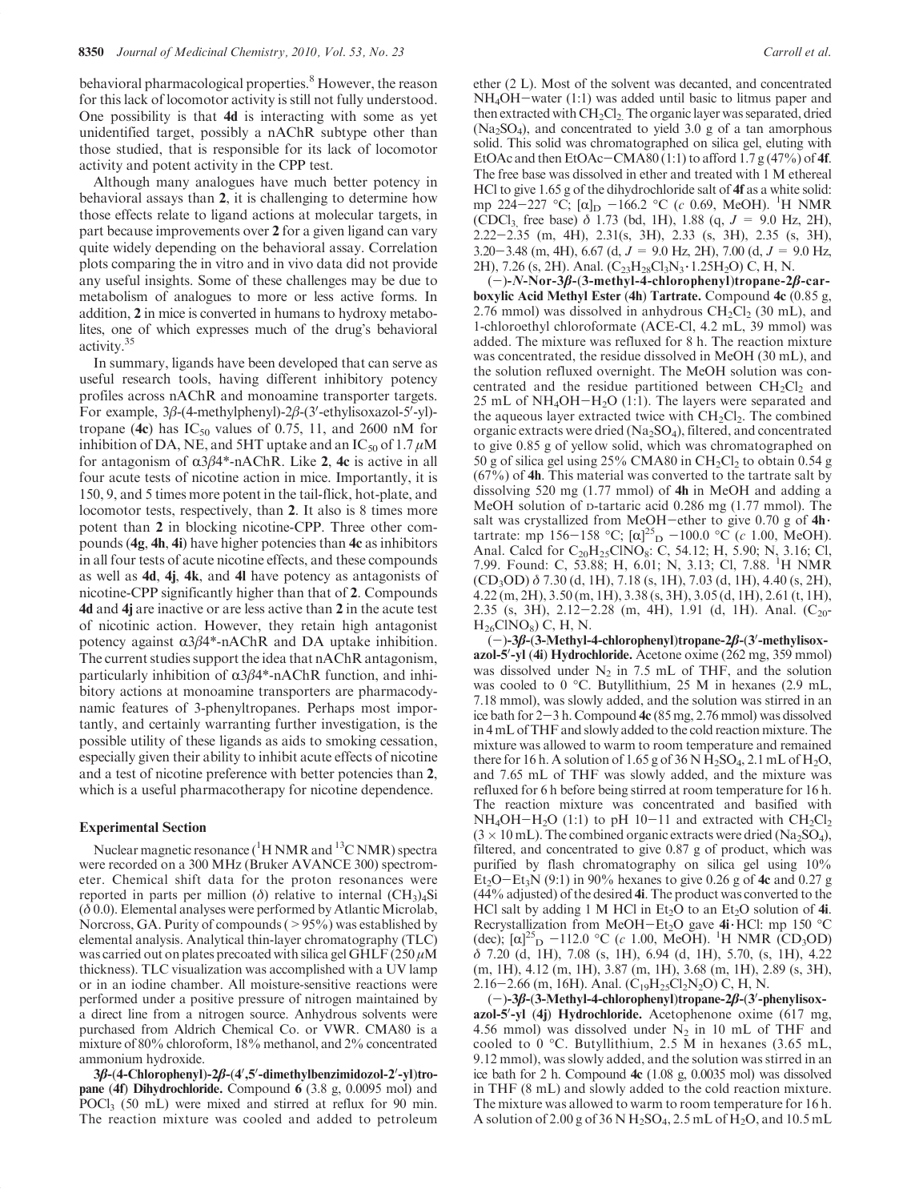behavioral pharmacological properties.[8] However, the reason for this lack of locomotor activity is still not fully understood. One possibility is that **4d** is interacting with some as yet unidentified target, possibly a nAChR subtype other than those studied, that is responsible for its lack of locomotor activity and potent activity in the CPP test.

Although many analogues have much better potency in behavioral assays than **2**, it is challenging to determine how those effects relate to ligand actions at molecular targets, in part because improvements over **2** for a given ligand can vary quite widely depending on the behavioral assay. Correlation plots comparing the in vitro and in vivo data did not provide any useful insights. Some of these challenges may be due to metabolism of analogues to more or less active forms. In addition, **2** in mice is converted in humans to hydroxy metabolites, one of which expresses much of the drug's behavioral activity.[35]

In summary, ligands have been developed that can serve as useful research tools, having different inhibitory potency profiles across nAChR and monoamine transporter targets. For example, 3β-(4-methylphenyl)-2β-(3′-ethylisoxazol-5′-yl)-tropane (**4c**) has $IC_{50}$ values of 0.75, 11, and 2600 nM for inhibition of DA, NE, and 5HT uptake and an $IC_{50}$ of 1.7 μM for antagonism of α3β4*-nAChR. Like **2**, **4c** is active in all four acute tests of nicotine action in mice. Importantly, it is 150, 9, and 5 times more potent in the tail-flick, hot-plate, and locomotor tests, respectively, than **2**. It also is 8 times more potent than **2** in blocking nicotine-CPP. Three other compounds (**4g**, **4h**, **4i**) have higher potencies than **4c** as inhibitors in all four tests of acute nicotine effects, and these compounds as well as **4d**, **4j**, **4k**, and **4l** have potency as antagonists of nicotine-CPP significantly higher than that of **2**. Compounds **4d** and **4j** are inactive or are less active than **2** in the acute test of nicotinic action. However, they retain high antagonist potency against α3β4*-nAChR and DA uptake inhibition. The current studies support the idea that nAChR antagonism, particularly inhibition of α3β4*-nAChR function, and inhibitory actions at monoamine transporters are pharmacodynamic features of 3-phenyltropanes. Perhaps most importantly, and certainly warranting further investigation, is the possible utility of these ligands as aids to smoking cessation, especially given their ability to inhibit acute effects of nicotine and a test of nicotine preference with better potencies than **2**, which is a useful pharmacotherapy for nicotine dependence.

## Experimental Section

Nuclear magnetic resonance ($^1$H NMR and $^{13}$C NMR) spectra were recorded on a 300 MHz (Bruker AVANCE 300) spectrometer. Chemical shift data for the proton resonances were reported in parts per million (δ) relative to internal $(CH_3)_4Si$ (δ 0.0). Elemental analyses were performed by Atlantic Microlab, Norcross, GA. Purity of compounds (>95%) was established by elemental analysis. Analytical thin-layer chromatography (TLC) was carried out on plates precoated with silica gel GHLF (250 μM thickness). TLC visualization was accomplished with a UV lamp or in an iodine chamber. All moisture-sensitive reactions were performed under a positive pressure of nitrogen maintained by a direct line from a nitrogen source. Anhydrous solvents were purchased from Aldrich Chemical Co. or VWR. CMA80 is a mixture of 80% chloroform, 18% methanol, and 2% concentrated ammonium hydroxide.

**3β-(4-Chlorophenyl)-2β-(4′,5′-dimethylbenzimidozol-2′-yl)tropane (4f) Dihydrochloride.** Compound **6** (3.8 g, 0.0095 mol) and $POCl_3$ (50 mL) were mixed and stirred at reflux for 90 min. The reaction mixture was cooled and added to petroleum ether (2 L). Most of the solvent was decanted, and concentrated $NH_4OH$−water (1:1) was added until basic to litmus paper and then extracted with $CH_2Cl_2$. The organic layer was separated, dried ($Na_2SO_4$), and concentrated to yield 3.0 g of a tan amorphous solid. This solid was chromatographed on silica gel, eluting with EtOAc and then EtOAc−CMA80 (1:1) to afford 1.7 g (47%) of **4f**. The free base was dissolved in ether and treated with 1 M ethereal HCl to give 1.65 g of the dihydrochloride salt of **4f** as a white solid: mp 224−227 °C; $[\alpha]_D$ −166.2 °C (*c* 0.69, MeOH). $^1$H NMR ($CDCl_3$, free base) δ 1.73 (bd, 1H), 1.88 (q, *J* = 9.0 Hz, 2H), 2.22−2.35 (m, 4H), 2.31(s, 3H), 2.33 (s, 3H), 2.35 (s, 3H), 3.20−3.48 (m, 4H), 6.67 (d, *J* = 9.0 Hz, 2H), 7.00 (d, *J* = 9.0 Hz, 2H), 7.26 (s, 2H). Anal. ($C_{23}H_{28}Cl_3N_3 \cdot 1.25H_2O$) C, H, N.

**(−)-*N*-Nor-3β-(3-methyl-4-chlorophenyl)tropane-2β-carboxylic Acid Methyl Ester (4h) Tartrate.** Compound **4c** (0.85 g, 2.76 mmol) was dissolved in anhydrous $CH_2Cl_2$ (30 mL), and 1-chloroethyl chloroformate (ACE-Cl, 4.2 mL, 39 mmol) was added. The mixture was refluxed for 8 h. The reaction mixture was concentrated, the residue dissolved in MeOH (30 mL), and the solution refluxed overnight. The MeOH solution was concentrated and the residue partitioned between $CH_2Cl_2$ and 25 mL of $NH_4OH$−$H_2O$ (1:1). The layers were separated and the aqueous layer extracted twice with $CH_2Cl_2$. The combined organic extracts were dried ($Na_2SO_4$), filtered, and concentrated to give 0.85 g of yellow solid, which was chromatographed on 50 g of silica gel using 25% CMA80 in $CH_2Cl_2$ to obtain 0.54 g (67%) of **4h**. This material was converted to the tartrate salt by dissolving 520 mg (1.77 mmol) of **4h** in MeOH and adding a MeOH solution of D-tartaric acid 0.286 mg (1.77 mmol). The salt was crystallized from MeOH−ether to give 0.70 g of **4h**·tartrate: mp 156−158 °C; $[\alpha]^{25}_D$ −100.0 °C (*c* 1.00, MeOH). Anal. Calcd for $C_{20}H_{25}ClNO_8$: C, 54.12; H, 5.90; N, 3.16; Cl, 7.99. Found: C, 53.88; H, 6.01; N, 3.13; Cl, 7.88. $^1$H NMR ($CD_3OD$) δ 7.30 (d, 1H), 7.18 (s, 1H), 7.03 (d, 1H), 4.40 (s, 2H), 4.22 (m, 2H), 3.50 (m, 1H), 3.38 (s, 3H), 3.05 (d, 1H), 2.61 (t, 1H), 2.35 (s, 3H), 2.12−2.28 (m, 4H), 1.91 (d, 1H). Anal. ($C_{20}H_{26}ClNO_8$) C, H, N.

**(−)-3β-(3-Methyl-4-chlorophenyl)tropane-2β-(3′-methylisoxazol-5′-yl) (4i) Hydrochloride.** Acetone oxime (262 mg, 359 mmol) was dissolved under $N_2$ in 7.5 mL of THF, and the solution was cooled to 0 °C. Butyllithium, 25 M in hexanes (2.9 mL, 7.18 mmol), was slowly added, and the solution was stirred in an ice bath for 2−3 h. Compound **4c** (85 mg, 2.76 mmol) was dissolved in 4 mL of THF and slowly added to the cold reaction mixture. The mixture was allowed to warm to room temperature and remained there for 16 h. A solution of 1.65 g of 36 N $H_2SO_4$, 2.1 mL of $H_2O$, and 7.65 mL of THF was slowly added, and the mixture was refluxed for 6 h before being stirred at room temperature for 16 h. The reaction mixture was concentrated and basified with $NH_4OH$−$H_2O$ (1:1) to pH 10−11 and extracted with $CH_2Cl_2$ (3 × 10 mL). The combined organic extracts were dried ($Na_2SO_4$), filtered, and concentrated to give 0.87 g of product, which was purified by flash chromatography on silica gel using 10% $Et_2O$−$Et_3N$ (9:1) in 90% hexanes to give 0.26 g of **4c** and 0.27 g (44% adjusted) of the desired **4i**. The product was converted to the HCl salt by adding 1 M HCl in $Et_2O$ to an $Et_2O$ solution of **4i**. Recrystallization from MeOH−$Et_2O$ gave **4i**·HCl: mp 150 °C (dec); $[\alpha]^{25}_D$ −112.0 °C (*c* 1.00, MeOH). $^1$H NMR ($CD_3OD$) δ 7.20 (d, 1H), 7.08 (s, 1H), 6.94 (d, 1H), 5.70, (s, 1H), 4.22 (m, 1H), 4.12 (m, 1H), 3.87 (m, 1H), 3.68 (m, 1H), 2.89 (s, 3H), 2.16−2.66 (m, 16H). Anal. ($C_{19}H_{25}Cl_2N_2O$) C, H, N.

**(−)-3β-(3-Methyl-4-chlorophenyl)tropane-2β-(3′-phenylisoxazol-5′-yl) (4j) Hydrochloride.** Acetophenone oxime (617 mg, 4.56 mmol) was dissolved under $N_2$ in 10 mL of THF and cooled to 0 °C. Butyllithium, 2.5 M in hexanes (3.65 mL, 9.12 mmol), was slowly added, and the solution was stirred in an ice bath for 2 h. Compound **4c** (1.08 g, 0.0035 mol) was dissolved in THF (8 mL) and slowly added to the cold reaction mixture. The mixture was allowed to warm to room temperature for 16 h. A solution of 2.00 g of 36 N $H_2SO_4$, 2.5 mL of $H_2O$, and 10.5 mL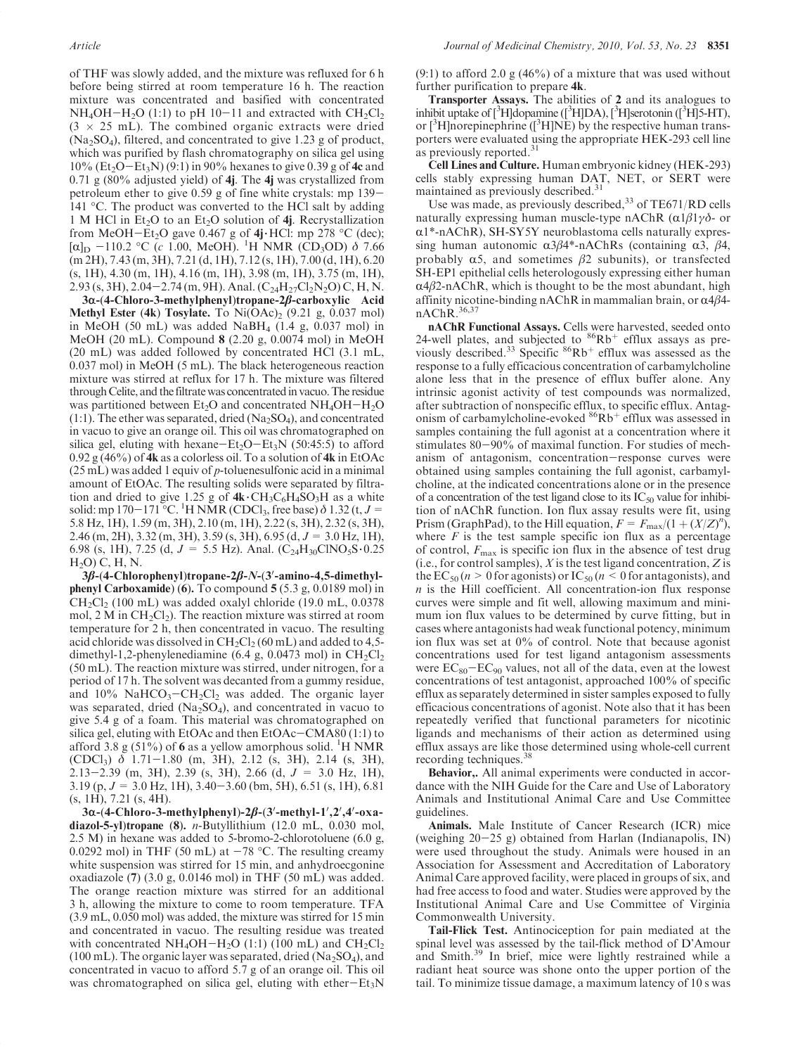of THF was slowly added, and the mixture was refluxed for 6 h before being stirred at room temperature 16 h. The reaction mixture was concentrated and basified with concentrated $NH_4OH-H_2O$ (1:1) to pH 10−11 and extracted with $CH_2Cl_2$ (3 × 25 mL). The combined organic extracts were dried ($Na_2SO_4$), filtered, and concentrated to give 1.23 g of product, which was purified by flash chromatography on silica gel using 10% ($Et_2O-Et_3N$) (9:1) in 90% hexanes to give 0.39 g of **4c** and 0.71 g (80% adjusted yield) of **4j**. The **4j** was crystallized from petroleum ether to give 0.59 g of fine white crystals: mp 139−141 °C. The product was converted to the HCl salt by adding 1 M HCl in $Et_2O$ to an $Et_2O$ solution of **4j**. Recrystallization from MeOH−$Et_2O$ gave 0.467 g of **4j**·HCl: mp 278 °C (dec); $[\alpha]_D$ −110.2 °C (*c* 1.00, MeOH). $^1$H NMR ($CD_3OD$) δ 7.66 (m 2H), 7.43 (m, 3H), 7.21 (d, 1H), 7.12 (s, 1H), 7.00 (d, 1H), 6.20 (s, 1H), 4.30 (m, 1H), 4.16 (m, 1H), 3.98 (m, 1H), 3.75 (m, 1H), 2.93 (s, 3H), 2.04−2.74 (m, 9H). Anal. ($C_{24}H_{27}Cl_2N_2O$) C, H, N.

**3α-(4-Chloro-3-methylphenyl)tropane-2β-carboxylic Acid Methyl Ester (4k) Tosylate.** To $Ni(OAc)_2$ (9.21 g, 0.037 mol) in MeOH (50 mL) was added $NaBH_4$ (1.4 g, 0.037 mol) in MeOH (20 mL). Compound **8** (2.20 g, 0.0074 mol) in MeOH (20 mL) followed by concentrated HCl (3.1 mL, 0.037 mol) in MeOH (5 mL). The black heterogeneous reaction mixture was stirred at reflux for 17 h. The mixture was filtered through Celite, and the filtrate was concentrated in vacuo. The residue was partitioned between $Et_2O$ and concentrated $NH_4OH-H_2O$ (1:1). The ether was separated, dried ($Na_2SO_4$), and concentrated in vacuo to give an orange oil. This oil was chromatographed on silica gel, eluting with hexane−$Et_2O-Et_3N$ (50:45:5) to afford 0.92 g (46%) of **4k** as a colorless oil. To a solution of **4k** in EtOAc (25 mL) was added 1 equiv of *p*-toluenesulfonic acid in a minimal amount of EtOAc. The resulting solids were separated by filtration and dried to give 1.25 g of **4k**·$CH_3C_6H_4SO_3H$ as a white solid: mp 170−171 °C. $^1$H NMR ($CDCl_3$, free base) δ 1.32 (t, *J* = 5.8 Hz, 1H), 1.59 (m, 3H), 2.10 (m, 1H), 2.22 (s, 3H), 2.32 (s, 3H), 2.46 (m, 2H), 3.32 (m, 3H), 3.59 (s, 3H), 6.95 (d, *J* = 3.0 Hz, 1H), 6.98 (s, 1H), 7.25 (d, *J* = 5.5 Hz). Anal. ($C_{24}H_{30}ClNO_5S\cdot0.25H_2O$) C, H, N.

**3β-(4-Chlorophenyl)tropane-2β-*N*-(3′-amino-4,5-dimethylphenyl Carboxamide) (6).** To compound **5** (5.3 g, 0.0189 mol) in $CH_2Cl_2$ (100 mL) was added oxalyl chloride (19.0 mL, 0.0378 mol, 2 M in $CH_2Cl_2$). The reaction mixture was stirred at room temperature for 2 h, then concentrated in vacuo. The resulting acid chloride was dissolved in $CH_2Cl_2$ (60 mL) and added to 4,5-dimethyl-1,2-phenylenediamine (6.4 g, 0.0473 mol) in $CH_2Cl_2$ (50 mL). The reaction mixture was stirred, under nitrogen, for a period of 17 h. The solvent was decanted from a gummy residue, and 10% $NaHCO_3-CH_2Cl_2$ was added. The organic layer was separated, dried ($Na_2SO_4$), and concentrated in vacuo to give 5.4 g of a foam. This material was chromatographed on silica gel, eluting with EtOAc and then EtOAc−CMA80 (1:1) to afford 3.8 g (51%) of **6** as a yellow amorphous solid. $^1$H NMR ($CDCl_3$) δ 1.71−1.80 (m, 3H), 2.12 (s, 3H), 2.14 (s, 3H), 2.13−2.39 (m, 3H), 2.39 (s, 3H), 2.66 (d, *J* = 3.0 Hz, 1H), 3.19 (p, *J* = 3.0 Hz, 1H), 3.40−3.60 (bm, 5H), 6.51 (s, 1H), 6.81 (s, 1H), 7.21 (s, 4H).

**3α-(4-Chloro-3-methylphenyl)-2β-(3′-methyl-1′,2′,4′-oxadiazol-5-yl)tropane (8).** *n*-Butyllithium (12.0 mL, 0.030 mol, 2.5 M) in hexane was added to 5-bromo-2-chlorotoluene (6.0 g, 0.0292 mol) in THF (50 mL) at −78 °C. The resulting creamy white suspension was stirred for 15 min, and anhydroecgonine oxadiazole (**7**) (3.0 g, 0.0146 mol) in THF (50 mL) was added. The orange reaction mixture was stirred for an additional 3 h, allowing the mixture to come to room temperature. TFA (3.9 mL, 0.050 mol) was added, the mixture was stirred for 15 min and concentrated in vacuo. The resulting residue was treated with concentrated $NH_4OH-H_2O$ (1:1) (100 mL) and $CH_2Cl_2$ (100 mL). The organic layer was separated, dried ($Na_2SO_4$), and concentrated in vacuo to afford 5.7 g of an orange oil. This oil was chromatographed on silica gel, eluting with ether−$Et_3N$ (9:1) to afford 2.0 g (46%) of a mixture that was used without further purification to prepare **4k**.

**Transporter Assays.** The abilities of **2** and its analogues to inhibit uptake of [$^3$H]dopamine ([$^3$H]DA), [$^3$H]serotonin ([$^3$H]5-HT), or [$^3$H]norepinephrine ([$^3$H]NE) by the respective human transporters were evaluated using the appropriate HEK-293 cell line as previously reported.[31]

**Cell Lines and Culture.** Human embryonic kidney (HEK-293) cells stably expressing human DAT, NET, or SERT were maintained as previously described.[31]

Use was made, as previously described,[33] of TE671/RD cells naturally expressing human muscle-type nAChR (α1β1γδ- or α1*-nAChR), SH-SY5Y neuroblastoma cells naturally expressing human autonomic α3β4*-nAChRs (containing α3, β4, probably α5, and sometimes β2 subunits), or transfected SH-EP1 epithelial cells heterologously expressing either human α4β2-nAChR, which is thought to be the most abundant, high affinity nicotine-binding nAChR in mammalian brain, or α4β4-nAChR.[36,37]

**nAChR Functional Assays.** Cells were harvested, seeded onto 24-well plates, and subjected to $^{86}Rb^+$ efflux assays as previously described.[33] Specific $^{86}Rb^+$ efflux was assessed as the response to a fully efficacious concentration of carbamylcholine alone less that in the presence of efflux buffer alone. Any intrinsic agonist activity of test compounds was normalized, after subtraction of nonspecific efflux, to specific efflux. Antagonism of carbamylcholine-evoked $^{86}Rb^+$ efflux was assessed in samples containing the full agonist at a concentration where it stimulates 80−90% of maximal function. For studies of mechanism of antagonism, concentration−response curves were obtained using samples containing the full agonist, carbamylcholine, at the indicated concentrations alone or in the presence of a concentration of the test ligand close to its $IC_{50}$ value for inhibition of nAChR function. Ion flux assay results were fit, using Prism (GraphPad), to the Hill equation, $F = F_{max}/(1 + (X/Z)^n)$, where $F$ is the test sample specific ion flux as a percentage of control, $F_{max}$ is specific ion flux in the absence of test drug (i.e., for control samples), $X$ is the test ligand concentration, $Z$ is the $EC_{50}$ ($n > 0$ for agonists) or $IC_{50}$ ($n < 0$ for antagonists), and $n$ is the Hill coefficient. All concentration-ion flux response curves were simple and fit well, allowing maximum and minimum ion flux values to be determined by curve fitting, but in cases where antagonists had weak functional potency, minimum ion flux was set at 0% of control. Note that because agonist concentrations used for test ligand antagonism assessments were $EC_{80}-EC_{90}$ values, not all of the data, even at the lowest concentrations of test antagonist, approached 100% of specific efflux as separately determined in sister samples exposed to fully efficacious concentrations of agonist. Note also that it has been repeatedly verified that functional parameters for nicotinic ligands and mechanisms of their action as determined using efflux assays are like those determined using whole-cell current recording techniques.[38]

**Behavior,.** All animal experiments were conducted in accordance with the NIH Guide for the Care and Use of Laboratory Animals and Institutional Animal Care and Use Committee guidelines.

**Animals.** Male Institute of Cancer Research (ICR) mice (weighing 20−25 g) obtained from Harlan (Indianapolis, IN) were used throughout the study. Animals were housed in an Association for Assessment and Accreditation of Laboratory Animal Care approved facility, were placed in groups of six, and had free access to food and water. Studies were approved by the Institutional Animal Care and Use Committee of Virginia Commonwealth University.

**Tail-Flick Test.** Antinociception for pain mediated at the spinal level was assessed by the tail-flick method of D'Amour and Smith.[39] In brief, mice were lightly restrained while a radiant heat source was shone onto the upper portion of the tail. To minimize tissue damage, a maximum latency of 10 s was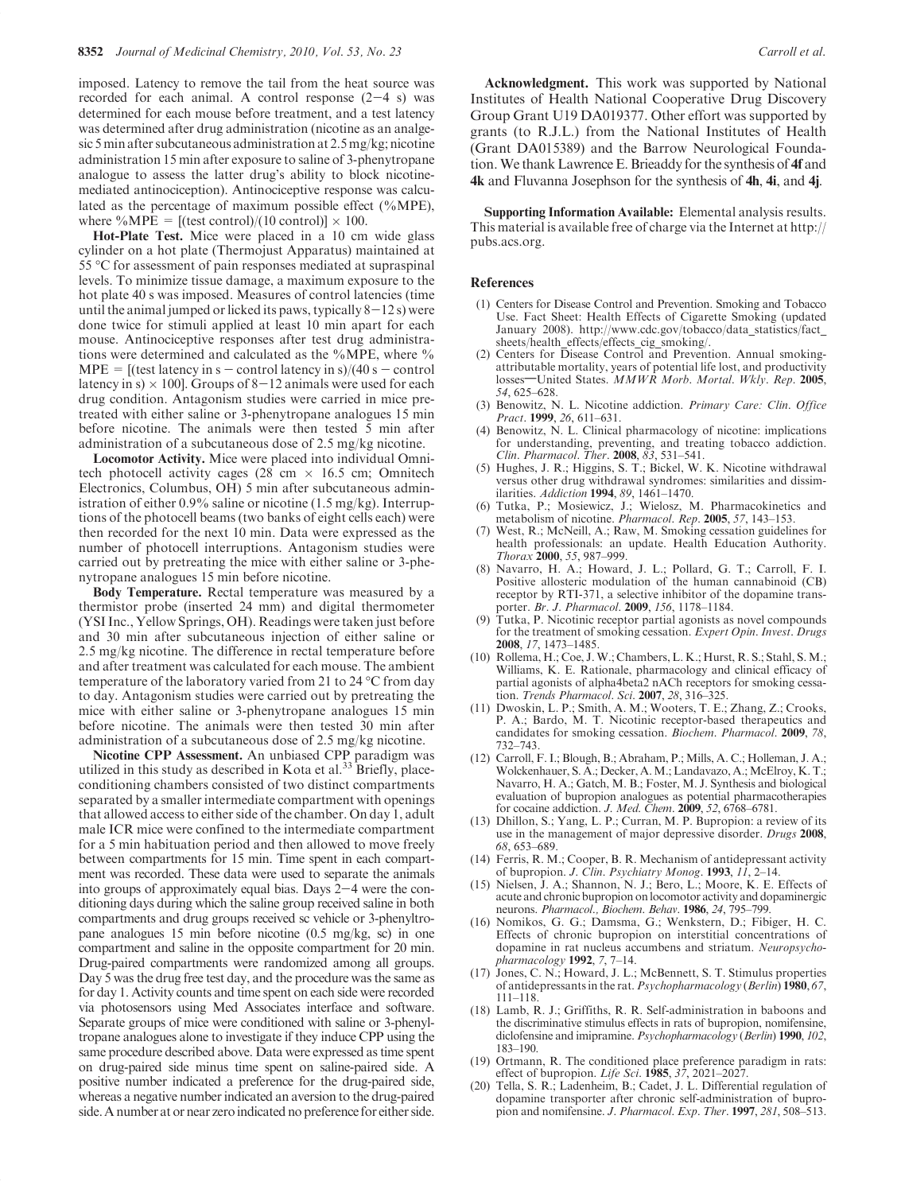imposed. Latency to remove the tail from the heat source was recorded for each animal. A control response (2−4 s) was determined for each mouse before treatment, and a test latency was determined after drug administration (nicotine as an analgesic 5 min after subcutaneous administration at 2.5 mg/kg; nicotine administration 15 min after exposure to saline of 3-phenytropane analogue to assess the latter drug's ability to block nicotine-mediated antinociception). Antinociceptive response was calculated as the percentage of maximum possible effect (%MPE), where %MPE = [(test control)/(10 control)] × 100.

**Hot-Plate Test.** Mice were placed in a 10 cm wide glass cylinder on a hot plate (Thermojust Apparatus) maintained at 55 °C for assessment of pain responses mediated at supraspinal levels. To minimize tissue damage, a maximum exposure to the hot plate 40 s was imposed. Measures of control latencies (time until the animal jumped or licked its paws, typically 8−12 s) were done twice for stimuli applied at least 10 min apart for each mouse. Antinociceptive responses after test drug administrations were determined and calculated as the %MPE, where % MPE = [(test latency in s − control latency in s)/(40 s − control latency in s) × 100]. Groups of 8−12 animals were used for each drug condition. Antagonism studies were carried in mice pretreated with either saline or 3-phenytropane analogues 15 min before nicotine. The animals were then tested 5 min after administration of a subcutaneous dose of 2.5 mg/kg nicotine.

**Locomotor Activity.** Mice were placed into individual Omnitech photocell activity cages (28 cm × 16.5 cm; Omnitech Electronics, Columbus, OH) 5 min after subcutaneous administration of either 0.9% saline or nicotine (1.5 mg/kg). Interruptions of the photocell beams (two banks of eight cells each) were then recorded for the next 10 min. Data were expressed as the number of photocell interruptions. Antagonism studies were carried out by pretreating the mice with either saline or 3-phenytropane analogues 15 min before nicotine.

**Body Temperature.** Rectal temperature was measured by a thermistor probe (inserted 24 mm) and digital thermometer (YSI Inc., Yellow Springs, OH). Readings were taken just before and 30 min after subcutaneous injection of either saline or 2.5 mg/kg nicotine. The difference in rectal temperature before and after treatment was calculated for each mouse. The ambient temperature of the laboratory varied from 21 to 24 °C from day to day. Antagonism studies were carried out by pretreating the mice with either saline or 3-phenyltropane analogues 15 min before nicotine. The animals were then tested 30 min after administration of a subcutaneous dose of 2.5 mg/kg nicotine.

**Nicotine CPP Assessment.** An unbiased CPP paradigm was utilized in this study as described in Kota et al.[33] Briefly, place-conditioning chambers consisted of two distinct compartments separated by a smaller intermediate compartment with openings that allowed access to either side of the chamber. On day 1, adult male ICR mice were confined to the intermediate compartment for a 5 min habituation period and then allowed to move freely between compartments for 15 min. Time spent in each compartment was recorded. These data were used to separate the animals into groups of approximately equal bias. Days 2−4 were the conditioning days during which the saline group received saline in both compartments and drug groups received sc vehicle or 3-phenyltropane analogues 15 min before nicotine (0.5 mg/kg, sc) in one compartment and saline in the opposite compartment for 20 min. Drug-paired compartments were randomized among all groups. Day 5 was the drug free test day, and the procedure was the same as for day 1. Activity counts and time spent on each side were recorded via photosensors using Med Associates interface and software. Separate groups of mice were conditioned with saline or 3-phenyltropane analogues alone to investigate if they induce CPP using the same procedure described above. Data were expressed as time spent on drug-paired side minus time spent on saline-paired side. A positive number indicated a preference for the drug-paired side, whereas a negative number indicated an aversion to the drug-paired side. A number at or near zero indicated no preference for either side.

**Acknowledgment.** This work was supported by National Institutes of Health National Cooperative Drug Discovery Group Grant U19 DA019377. Other effort was supported by grants (to R.J.L.) from the National Institutes of Health (Grant DA015389) and the Barrow Neurological Foundation. We thank Lawrence E. Brieaddy for the synthesis of **4f** and **4k** and Fluvanna Josephson for the synthesis of **4h**, **4i**, and **4j**.

**Supporting Information Available:** Elemental analysis results. This material is available free of charge via the Internet at http://pubs.acs.org.

## References

(1) Centers for Disease Control and Prevention. Smoking and Tobacco Use. Fact Sheet: Health Effects of Cigarette Smoking (updated January 2008). http://www.cdc.gov/tobacco/data_statistics/fact_sheets/health_effects/effects_cig_smoking/.

(2) Centers for Disease Control and Prevention. Annual smoking-attributable mortality, years of potential life lost, and productivity losses—United States. *MMWR Morb. Mortal. Wkly. Rep.* **2005**, *54*, 625–628.

(3) Benowitz, N. L. Nicotine addiction. *Primary Care: Clin. Office Pract.* **1999**, *26*, 611–631.

(4) Benowitz, N. L. Clinical pharmacology of nicotine: implications for understanding, preventing, and treating tobacco addiction. *Clin. Pharmacol. Ther.* **2008**, *83*, 531–541.

(5) Hughes, J. R.; Higgins, S. T.; Bickel, W. K. Nicotine withdrawal versus other drug withdrawal syndromes: similarities and dissimilarities. *Addiction* **1994**, *89*, 1461–1470.

(6) Tutka, P.; Mosiewicz, J.; Wielosz, M. Pharmacokinetics and metabolism of nicotine. *Pharmacol. Rep.* **2005**, *57*, 143–153.

(7) West, R.; McNeill, A.; Raw, M. Smoking cessation guidelines for health professionals: an update. Health Education Authority. *Thorax* **2000**, *55*, 987–999.

(8) Navarro, H. A.; Howard, J. L.; Pollard, G. T.; Carroll, F. I. Positive allosteric modulation of the human cannabinoid (CB) receptor by RTI-371, a selective inhibitor of the dopamine transporter. *Br. J. Pharmacol.* **2009**, *156*, 1178–1184.

(9) Tutka, P. Nicotinic receptor partial agonists as novel compounds for the treatment of smoking cessation. *Expert Opin. Invest. Drugs* **2008**, *17*, 1473–1485.

(10) Rollema, H.; Coe, J. W.; Chambers, L. K.; Hurst, R. S.; Stahl, S. M.; Williams, K. E. Rationale, pharmacology and clinical efficacy of partial agonists of alpha4beta2 nACh receptors for smoking cessation. *Trends Pharmacol. Sci.* **2007**, *28*, 316–325.

(11) Dwoskin, L. P.; Smith, A. M.; Wooters, T. E.; Zhang, Z.; Crooks, P. A.; Bardo, M. T. Nicotinic receptor-based therapeutics and candidates for smoking cessation. *Biochem. Pharmacol.* **2009**, *78*, 732–743.

(12) Carroll, F. I.; Blough, B.; Abraham, P.; Mills, A. C.; Holleman, J. A.; Wolckenhauer, S. A.; Decker, A. M.; Landavazo, A.; McElroy, K. T.; Navarro, H. A.; Gatch, M. B.; Foster, M. J. Synthesis and biological evaluation of bupropion analogues as potential pharmacotherapies for cocaine addiction. *J. Med. Chem.* **2009**, *52*, 6768–6781.

(13) Dhillon, S.; Yang, L. P.; Curran, M. P. Bupropion: a review of its use in the management of major depressive disorder. *Drugs* **2008**, *68*, 653–689.

(14) Ferris, R. M.; Cooper, B. R. Mechanism of antidepressant activity of bupropion. *J. Clin. Psychiatry Monog.* **1993**, *11*, 2–14.

(15) Nielsen, J. A.; Shannon, N. J.; Bero, L.; Moore, K. E. Effects of acute and chronic bupropion on locomotor activity and dopaminergic neurons. *Pharmacol., Biochem. Behav.* **1986**, *24*, 795–799.

(16) Nomikos, G. G.; Damsma, G.; Wenkstern, D.; Fibiger, H. C. Effects of chronic bupropion on interstitial concentrations of dopamine in rat nucleus accumbens and striatum. *Neuropsychopharmacology* **1992**, *7*, 7–14.

(17) Jones, C. N.; Howard, J. L.; McBennett, S. T. Stimulus properties of antidepressants in the rat. *Psychopharmacology (Berlin)* **1980**, *67*, 111–118.

(18) Lamb, R. J.; Griffiths, R. R. Self-administration in baboons and the discriminative stimulus effects in rats of bupropion, nomifensine, diclofensine and imipramine. *Psychopharmacology (Berlin)* **1990**, *102*, 183–190.

(19) Ortmann, R. The conditioned place preference paradigm in rats: effect of bupropion. *Life Sci.* **1985**, *37*, 2021–2027.

(20) Tella, S. R.; Ladenheim, B.; Cadet, J. L. Differential regulation of dopamine transporter after chronic self-administration of bupropion and nomifensine. *J. Pharmacol. Exp. Ther.* **1997**, *281*, 508–513.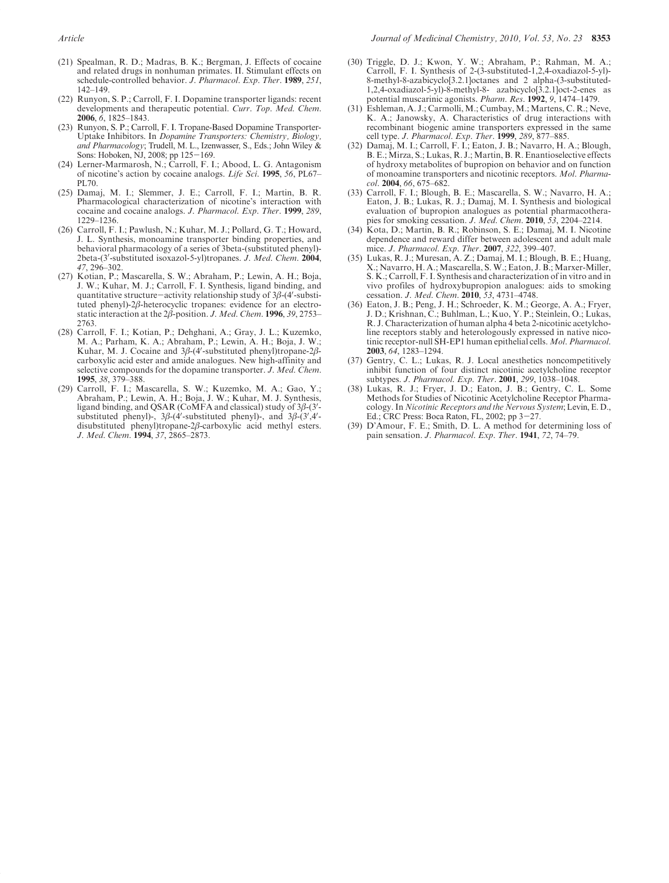(21) Spealman, R. D.; Madras, B. K.; Bergman, J. Effects of cocaine and related drugs in nonhuman primates. II. Stimulant effects on schedule-controlled behavior. *J. Pharmacol. Exp. Ther*. **1989**, *251*, 142–149.

(22) Runyon, S. P.; Carroll, F. I. Dopamine transporter ligands: recent developments and therapeutic potential. *Curr. Top. Med. Chem*. **2006**, *6*, 1825–1843.

(23) Runyon, S. P.; Carroll, F. I. Tropane-Based Dopamine Transporter-Uptake Inhibitors. In *Dopamine Transporters: Chemistry, Biology, and Pharmacology*; Trudell, M. L., Izenwasser, S., Eds.; John Wiley & Sons: Hoboken, NJ, 2008; pp 125–169.

(24) Lerner-Marmarosh, N.; Carroll, F. I.; Abood, L. G. Antagonism of nicotine's action by cocaine analogs. *Life Sci*. **1995**, *56*, PL67–PL70.

(25) Damaj, M. I.; Slemmer, J. E.; Carroll, F. I.; Martin, B. R. Pharmacological characterization of nicotine's interaction with cocaine and cocaine analogs. *J. Pharmacol. Exp. Ther*. **1999**, *289*, 1229–1236.

(26) Carroll, F. I.; Pawlush, N.; Kuhar, M. J.; Pollard, G. T.; Howard, J. L. Synthesis, monoamine transporter binding properties, and behavioral pharmacology of a series of 3beta-(substituted phenyl)-2beta-(3′-substituted isoxazol-5-yl)tropanes. *J. Med. Chem*. **2004**, *47*, 296–302.

(27) Kotian, P.; Mascarella, S. W.; Abraham, P.; Lewin, A. H.; Boja, J. W.; Kuhar, M. J.; Carroll, F. I. Synthesis, ligand binding, and quantitative structure–activity relationship study of 3β-(4′-substituted phenyl)-2β-heterocyclic tropanes: evidence for an electrostatic interaction at the 2β-position. *J. Med. Chem*. **1996**, *39*, 2753–2763.

(28) Carroll, F. I.; Kotian, P.; Dehghani, A.; Gray, J. L.; Kuzemko, M. A.; Parham, K. A.; Abraham, P.; Lewin, A. H.; Boja, J. W.; Kuhar, M. J. Cocaine and 3β-(4′-substituted phenyl)tropane-2β-carboxylic acid ester and amide analogues. New high-affinity and selective compounds for the dopamine transporter. *J. Med. Chem*. **1995**, *38*, 379–388.

(29) Carroll, F. I.; Mascarella, S. W.; Kuzemko, M. A.; Gao, Y.; Abraham, P.; Lewin, A. H.; Boja, J. W.; Kuhar, M. J. Synthesis, ligand binding, and QSAR (CoMFA and classical) study of 3β-(3′-substituted phenyl)-, 3β-(4′-substituted phenyl)-, and 3β-(3′,4′-disubstituted phenyl)tropane-2β-carboxylic acid methyl esters. *J. Med. Chem*. **1994**, *37*, 2865–2873.

(30) Triggle, D. J.; Kwon, Y. W.; Abraham, P.; Rahman, M. A.; Carroll, F. I. Synthesis of 2-(3-substituted-1,2,4-oxadiazol-5-yl)-8-methyl-8-azabicyclo[3.2.1]octanes and 2 alpha-(3-substituted-1,2,4-oxadiazol-5-yl)-8-methyl-8- azabicyclo[3.2.1]oct-2-enes as potential muscarinic agonists. *Pharm. Res*. **1992**, *9*, 1474–1479.

(31) Eshleman, A. J.; Carmolli, M.; Cumbay, M.; Martens, C. R.; Neve, K. A.; Janowsky, A. Characteristics of drug interactions with recombinant biogenic amine transporters expressed in the same cell type. *J. Pharmacol. Exp. Ther*. **1999**, *289*, 877–885.

(32) Damaj, M. I.; Carroll, F. I.; Eaton, J. B.; Navarro, H. A.; Blough, B. E.; Mirza, S.; Lukas, R. J.; Martin, B. R. Enantioselective effects of hydroxy metabolites of bupropion on behavior and on function of monoamine transporters and nicotinic receptors. *Mol. Pharmacol*. **2004**, *66*, 675–682.

(33) Carroll, F. I.; Blough, B. E.; Mascarella, S. W.; Navarro, H. A.; Eaton, J. B.; Lukas, R. J.; Damaj, M. I. Synthesis and biological evaluation of bupropion analogues as potential pharmacotherapies for smoking cessation. *J. Med. Chem*. **2010**, *53*, 2204–2214.

(34) Kota, D.; Martin, B. R.; Robinson, S. E.; Damaj, M. I. Nicotine dependence and reward differ between adolescent and adult male mice. *J. Pharmacol. Exp. Ther*. **2007**, *322*, 399–407.

(35) Lukas, R. J.; Muresan, A. Z.; Damaj, M. I.; Blough, B. E.; Huang, X.; Navarro, H. A.; Mascarella, S. W.; Eaton, J. B.; Marxer-Miller, S. K.; Carroll, F. I. Synthesis and characterization of in vitro and in vivo profiles of hydroxybupropion analogues: aids to smoking cessation. *J. Med. Chem*. **2010**, *53*, 4731–4748.

(36) Eaton, J. B.; Peng, J. H.; Schroeder, K. M.; George, A. A.; Fryer, J. D.; Krishnan, C.; Buhlman, L.; Kuo, Y. P.; Steinlein, O.; Lukas, R. J. Characterization of human alpha 4 beta 2-nicotinic acetylcholine receptors stably and heterologously expressed in native nicotinic receptor-null SH-EP1 human epithelial cells. *Mol. Pharmacol*. **2003**, *64*, 1283–1294.

(37) Gentry, C. L.; Lukas, R. J. Local anesthetics noncompetitively inhibit function of four distinct nicotinic acetylcholine receptor subtypes. *J. Pharmacol. Exp. Ther*. **2001**, *299*, 1038–1048.

(38) Lukas, R. J.; Fryer, J. D.; Eaton, J. B.; Gentry, C. L. Some Methods for Studies of Nicotinic Acetylcholine Receptor Pharmacology. In *Nicotinic Receptors and the Nervous System*; Levin, E. D., Ed.; CRC Press: Boca Raton, FL, 2002; pp 3–27.

(39) D'Amour, F. E.; Smith, D. L. A method for determining loss of pain sensation. *J. Pharmacol. Exp. Ther*. **1941**, *72*, 74–79.